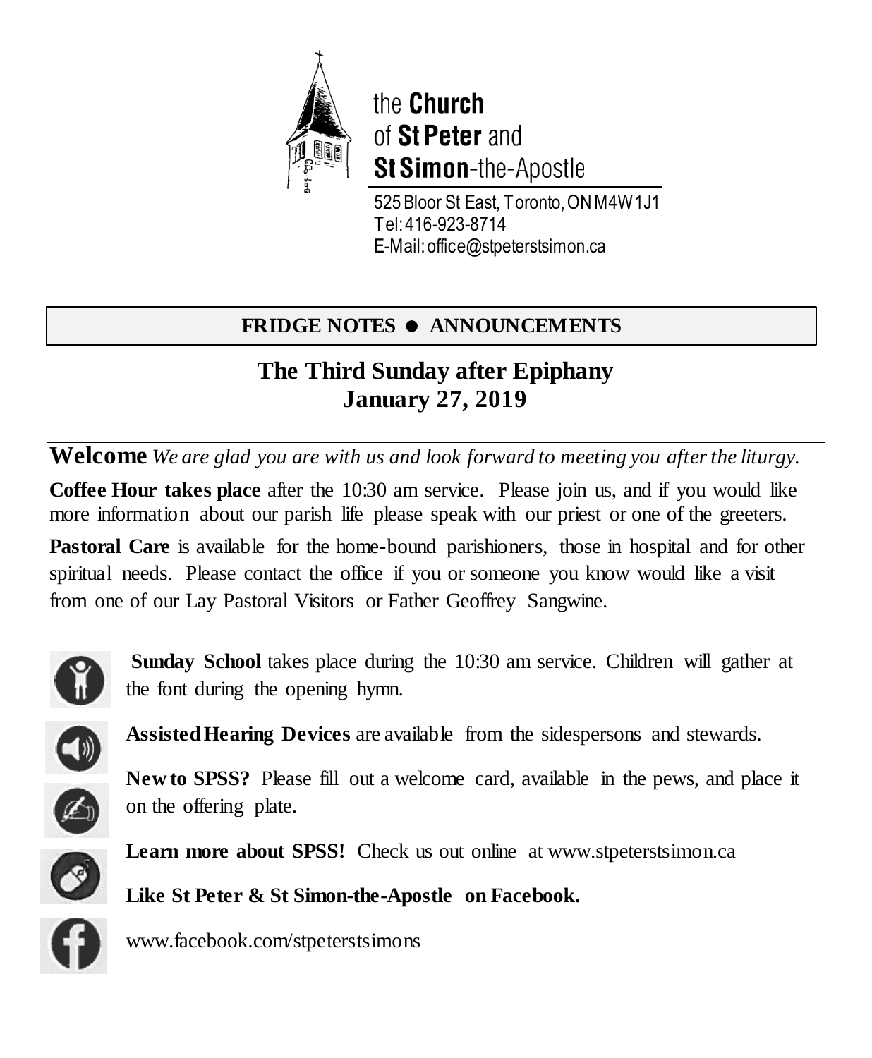the **Church** of **St Peter** and **St Simon**-the-Apostle

525 Bloor St East, Toronto, ON M4W 1J1
Tel: 416-923-8714
E-Mail: office@stpeterstsimon.ca

**FRIDGE NOTES ● ANNOUNCEMENTS**

# The Third Sunday after Epiphany
## January 27, 2019

**Welcome** *We are glad you are with us and look forward to meeting you after the liturgy.*

**Coffee Hour takes place** after the 10:30 am service. Please join us, and if you would like more information about our parish life please speak with our priest or one of the greeters.

**Pastoral Care** is available for the home-bound parishioners, those in hospital and for other spiritual needs. Please contact the office if you or someone you know would like a visit from one of our Lay Pastoral Visitors or Father Geoffrey Sangwine.

**Sunday School** takes place during the 10:30 am service. Children will gather at the font during the opening hymn.

**Assisted Hearing Devices** are available from the sidespersons and stewards.

**New to SPSS?** Please fill out a welcome card, available in the pews, and place it on the offering plate.

**Learn more about SPSS!** Check us out online at www.stpeterstsimon.ca

**Like St Peter & St Simon-the-Apostle on Facebook.**

www.facebook.com/stpeterstsimons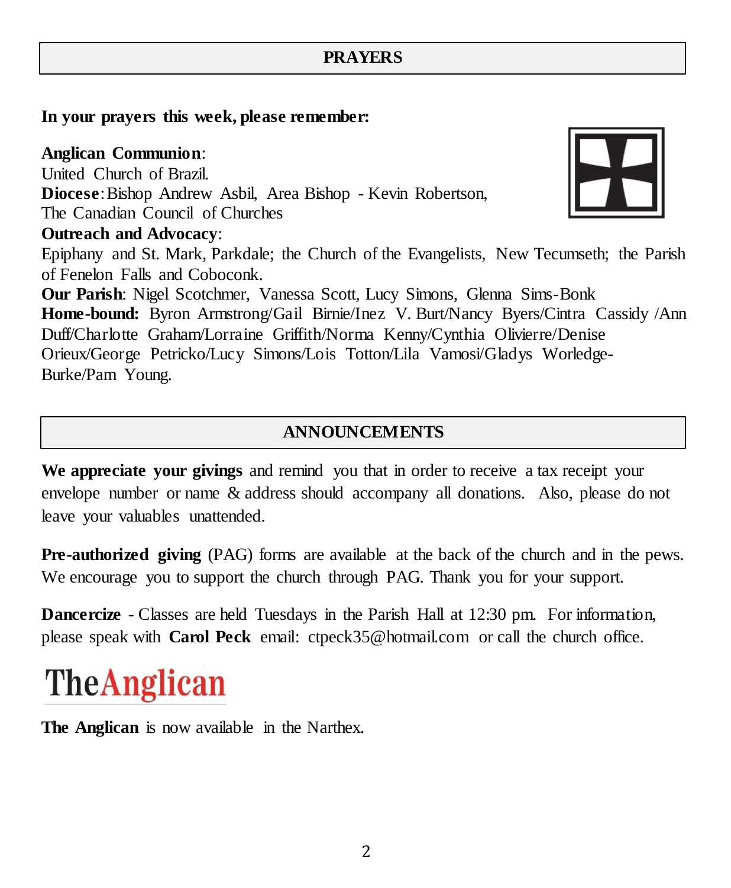## PRAYERS

**In your prayers this week, please remember:**

**Anglican Communion**:
United Church of Brazil.
**Diocese**: Bishop Andrew Asbil, Area Bishop - Kevin Robertson, The Canadian Council of Churches
**Outreach and Advocacy**:
Epiphany and St. Mark, Parkdale; the Church of the Evangelists, New Tecumseth; the Parish of Fenelon Falls and Coboconk.
**Our Parish**: Nigel Scotchmer, Vanessa Scott, Lucy Simons, Glenna Sims-Bonk
**Home-bound:** Byron Armstrong/Gail Birnie/Inez V. Burt/Nancy Byers/Cintra Cassidy /Ann Duff/Charlotte Graham/Lorraine Griffith/Norma Kenny/Cynthia Olivierre/Denise Orieux/George Petricko/Lucy Simons/Lois Totton/Lila Vamosi/Gladys Worledge-Burke/Pam Young.

## ANNOUNCEMENTS

**We appreciate your givings** and remind you that in order to receive a tax receipt your envelope number or name & address should accompany all donations. Also, please do not leave your valuables unattended.

**Pre-authorized giving** (PAG) forms are available at the back of the church and in the pews. We encourage you to support the church through PAG. Thank you for your support.

**Dancercize** - Classes are held Tuesdays in the Parish Hall at 12:30 pm. For information, please speak with **Carol Peck** email: ctpeck35@hotmail.com or call the church office.

**TheAnglican**

**The Anglican** is now available in the Narthex.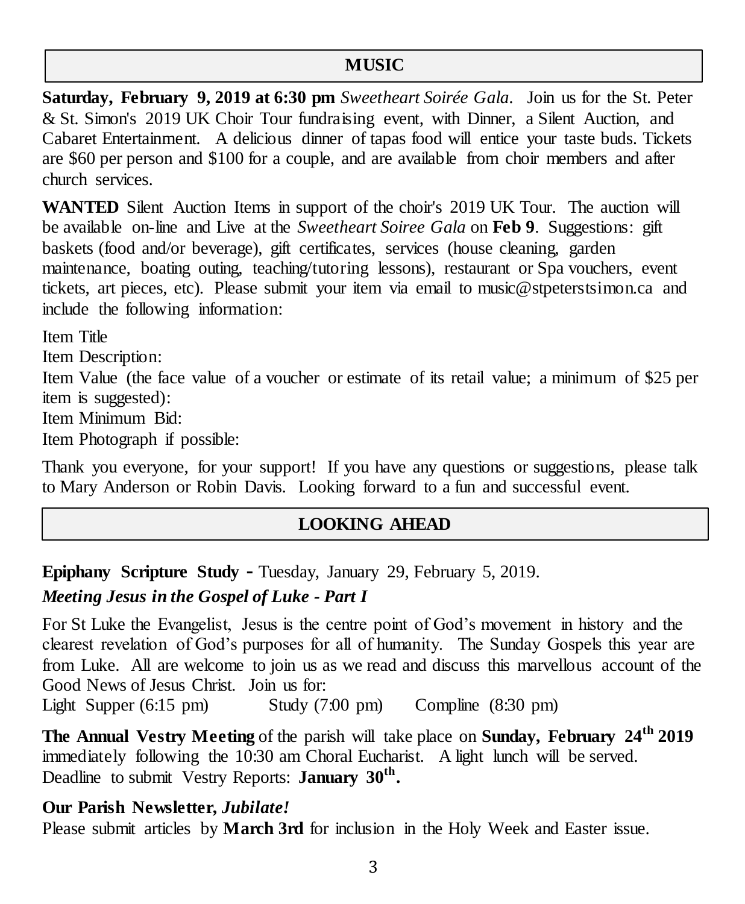## MUSIC

**Saturday, February 9, 2019 at 6:30 pm** *Sweetheart Soirée Gala*. Join us for the St. Peter & St. Simon's 2019 UK Choir Tour fundraising event, with Dinner, a Silent Auction, and Cabaret Entertainment. A delicious dinner of tapas food will entice your taste buds. Tickets are $60 per person and $100 for a couple, and are available from choir members and after church services.

**WANTED** Silent Auction Items in support of the choir's 2019 UK Tour. The auction will be available on-line and Live at the *Sweetheart Soiree Gala* on **Feb 9**. Suggestions: gift baskets (food and/or beverage), gift certificates, services (house cleaning, garden maintenance, boating outing, teaching/tutoring lessons), restaurant or Spa vouchers, event tickets, art pieces, etc). Please submit your item via email to music@stpeterstsimon.ca and include the following information:

Item Title
Item Description:
Item Value (the face value of a voucher or estimate of its retail value; a minimum of $25 per item is suggested):
Item Minimum Bid:
Item Photograph if possible:

Thank you everyone, for your support! If you have any questions or suggestions, please talk to Mary Anderson or Robin Davis. Looking forward to a fun and successful event.

## LOOKING AHEAD

**Epiphany Scripture Study -** Tuesday, January 29, February 5, 2019.

***Meeting Jesus in the Gospel of Luke - Part I***

For St Luke the Evangelist, Jesus is the centre point of God's movement in history and the clearest revelation of God's purposes for all of humanity. The Sunday Gospels this year are from Luke. All are welcome to join us as we read and discuss this marvellous account of the Good News of Jesus Christ. Join us for:
Light Supper (6:15 pm) Study (7:00 pm) Compline (8:30 pm)

**The Annual Vestry Meeting** of the parish will take place on **Sunday, February 24th 2019** immediately following the 10:30 am Choral Eucharist. A light lunch will be served. Deadline to submit Vestry Reports: **January 30th.**

**Our Parish Newsletter, *Jubilate!***
Please submit articles by **March 3rd** for inclusion in the Holy Week and Easter issue.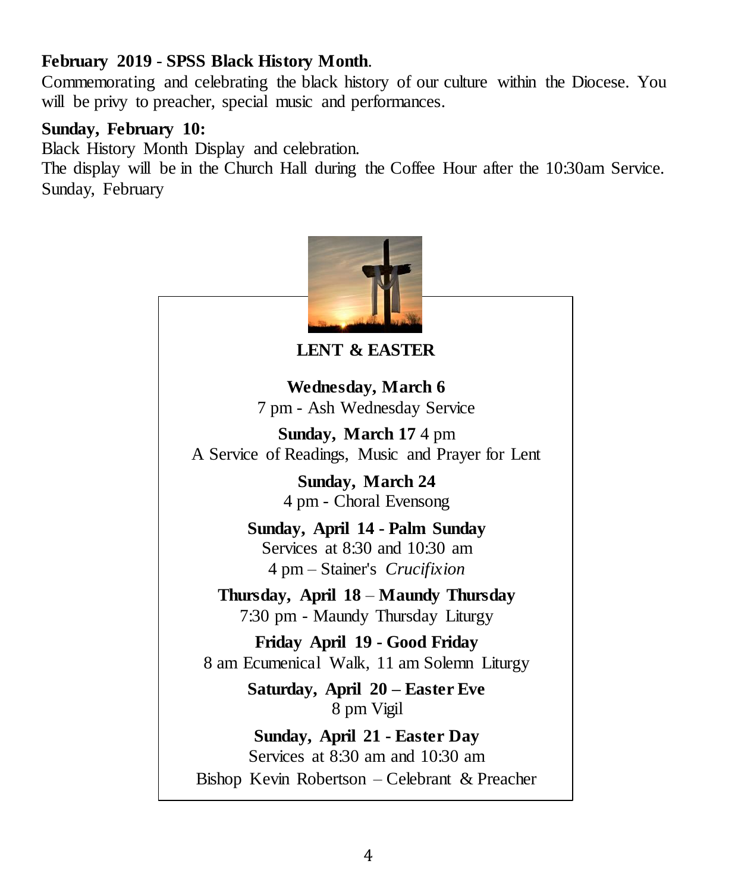**February 2019 - SPSS Black History Month**.
Commemorating and celebrating the black history of our culture within the Diocese. You will be privy to preacher, special music and performances.

**Sunday, February 10:**
Black History Month Display and celebration.
The display will be in the Church Hall during the Coffee Hour after the 10:30am Service.
Sunday, February

**LENT & EASTER**

**Wednesday, March 6**
7 pm - Ash Wednesday Service

**Sunday, March 17** 4 pm
A Service of Readings, Music and Prayer for Lent

**Sunday, March 24**
4 pm - Choral Evensong

**Sunday, April 14 - Palm Sunday**
Services at 8:30 and 10:30 am
4 pm – Stainer's *Crucifixion*

**Thursday, April 18 – Maundy Thursday**
7:30 pm - Maundy Thursday Liturgy

**Friday April 19 - Good Friday**
8 am Ecumenical Walk, 11 am Solemn Liturgy

**Saturday, April 20 – Easter Eve**
8 pm Vigil

**Sunday, April 21 - Easter Day**
Services at 8:30 am and 10:30 am
Bishop Kevin Robertson – Celebrant & Preacher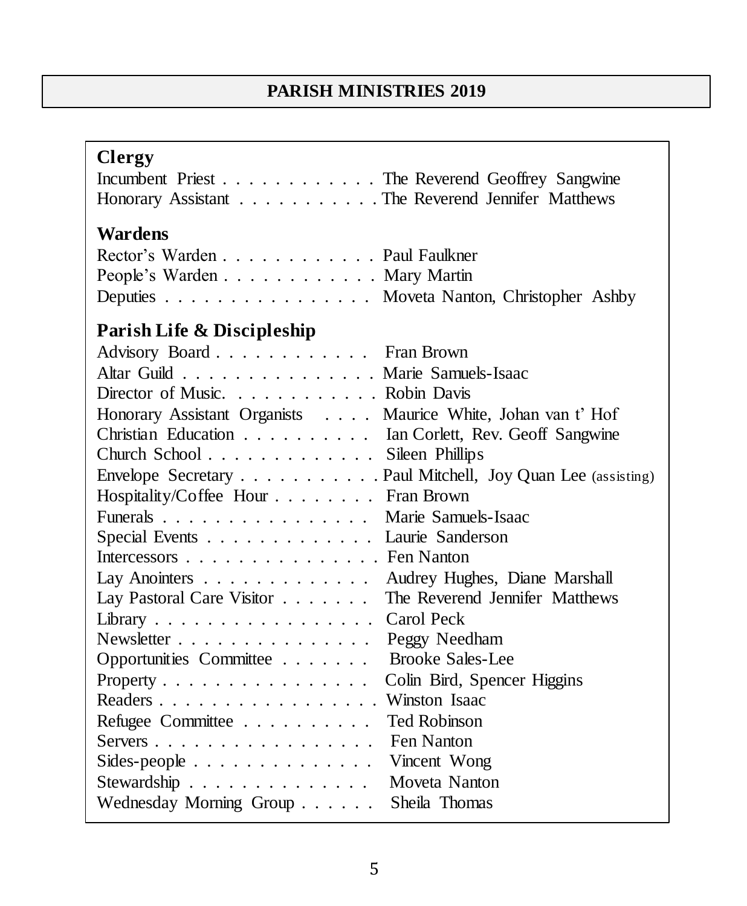# PARISH MINISTRIES 2019

## Clergy

Incumbent Priest . . . . . . . . . . . . The Reverend Geoffrey Sangwine
Honorary Assistant . . . . . . . . . . . The Reverend Jennifer Matthews

## Wardens

Rector's Warden . . . . . . . . . . . . Paul Faulkner
People's Warden . . . . . . . . . . . . Mary Martin
Deputies . . . . . . . . . . . . . . . . Moveta Nanton, Christopher Ashby

## Parish Life & Discipleship

Advisory Board . . . . . . . . . . . . Fran Brown
Altar Guild . . . . . . . . . . . . . . . Marie Samuels-Isaac
Director of Music. . . . . . . . . . . . Robin Davis
Honorary Assistant Organists . . . . Maurice White, Johan van t' Hof
Christian Education . . . . . . . . . . Ian Corlett, Rev. Geoff Sangwine
Church School . . . . . . . . . . . . . Sileen Phillips
Envelope Secretary . . . . . . . . . . . Paul Mitchell, Joy Quan Lee (assisting)
Hospitality/Coffee Hour . . . . . . . . Fran Brown
Funerals . . . . . . . . . . . . . . . . Marie Samuels-Isaac
Special Events . . . . . . . . . . . . . Laurie Sanderson
Intercessors . . . . . . . . . . . . . . . Fen Nanton
Lay Anointers . . . . . . . . . . . . . Audrey Hughes, Diane Marshall
Lay Pastoral Care Visitor . . . . . . . The Reverend Jennifer Matthews
Library . . . . . . . . . . . . . . . . . Carol Peck
Newsletter . . . . . . . . . . . . . . . Peggy Needham
Opportunities Committee . . . . . . . Brooke Sales-Lee
Property . . . . . . . . . . . . . . . . Colin Bird, Spencer Higgins
Readers . . . . . . . . . . . . . . . . . Winston Isaac
Refugee Committee . . . . . . . . . . Ted Robinson
Servers . . . . . . . . . . . . . . . . . Fen Nanton
Sides-people . . . . . . . . . . . . . . Vincent Wong
Stewardship . . . . . . . . . . . . . . Moveta Nanton
Wednesday Morning Group . . . . . . Sheila Thomas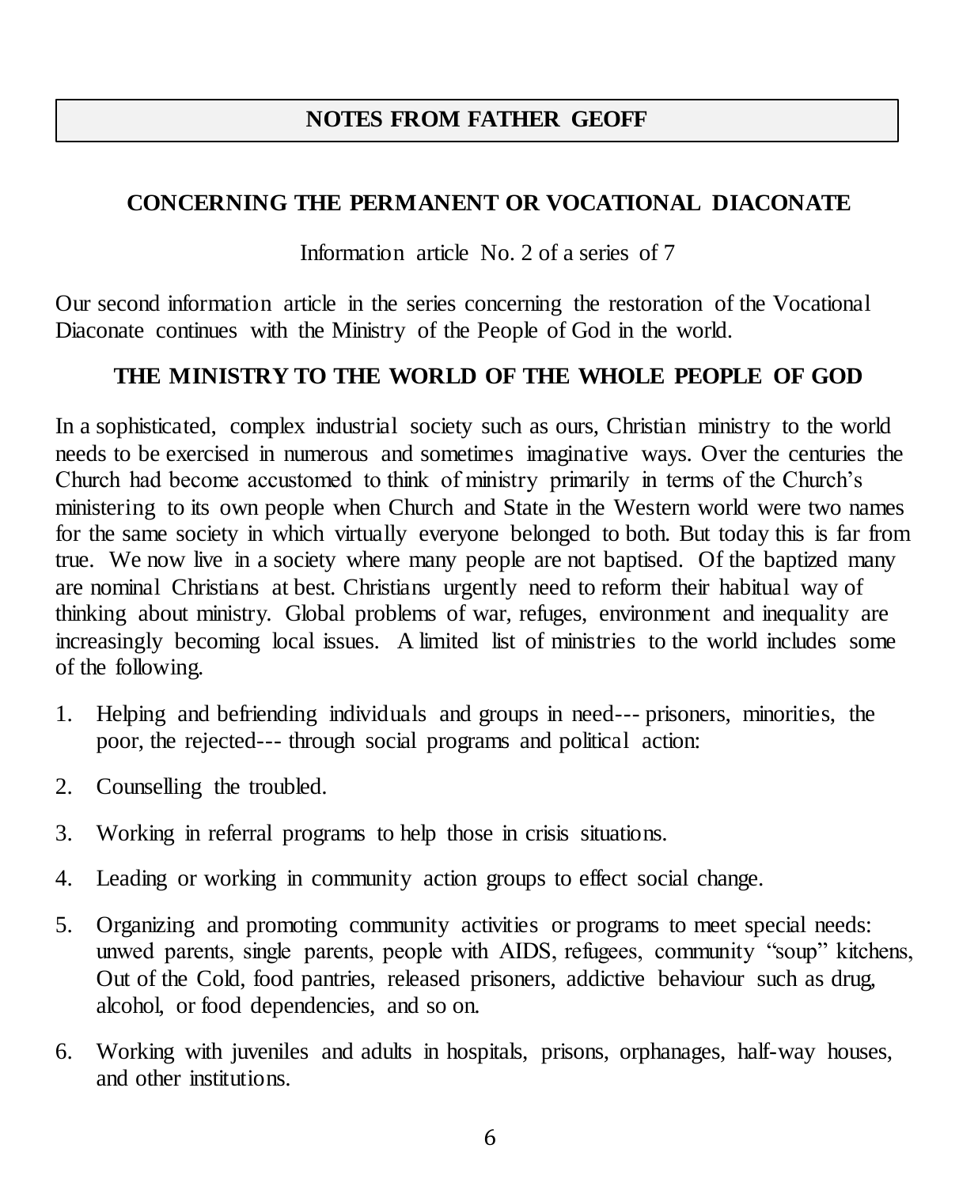## NOTES FROM FATHER GEOFF

### CONCERNING THE PERMANENT OR VOCATIONAL DIACONATE

Information article No. 2 of a series of 7

Our second information article in the series concerning the restoration of the Vocational Diaconate continues with the Ministry of the People of God in the world.

### THE MINISTRY TO THE WORLD OF THE WHOLE PEOPLE OF GOD

In a sophisticated, complex industrial society such as ours, Christian ministry to the world needs to be exercised in numerous and sometimes imaginative ways. Over the centuries the Church had become accustomed to think of ministry primarily in terms of the Church's ministering to its own people when Church and State in the Western world were two names for the same society in which virtually everyone belonged to both. But today this is far from true. We now live in a society where many people are not baptised. Of the baptized many are nominal Christians at best. Christians urgently need to reform their habitual way of thinking about ministry. Global problems of war, refuges, environment and inequality are increasingly becoming local issues. A limited list of ministries to the world includes some of the following.

1. Helping and befriending individuals and groups in need--- prisoners, minorities, the poor, the rejected--- through social programs and political action:
2. Counselling the troubled.
3. Working in referral programs to help those in crisis situations.
4. Leading or working in community action groups to effect social change.
5. Organizing and promoting community activities or programs to meet special needs: unwed parents, single parents, people with AIDS, refugees, community "soup" kitchens, Out of the Cold, food pantries, released prisoners, addictive behaviour such as drug, alcohol, or food dependencies, and so on.
6. Working with juveniles and adults in hospitals, prisons, orphanages, half-way houses, and other institutions.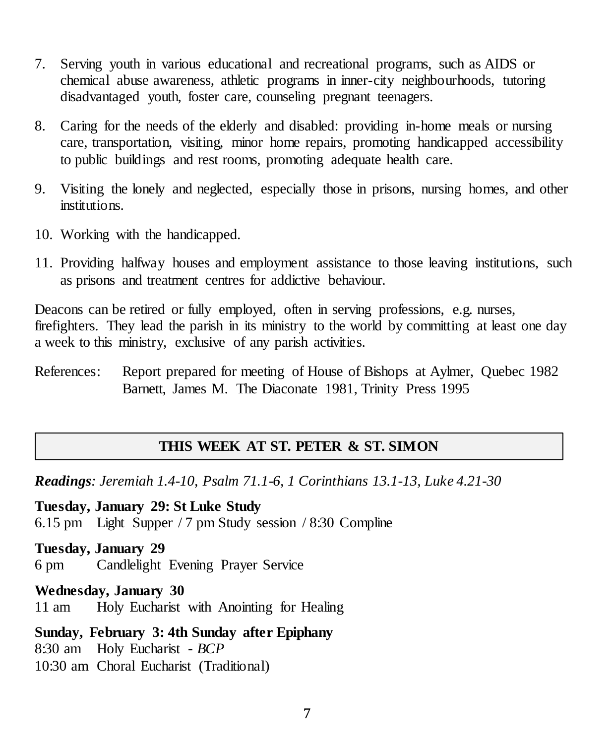7. Serving youth in various educational and recreational programs, such as AIDS or chemical abuse awareness, athletic programs in inner-city neighbourhoods, tutoring disadvantaged youth, foster care, counseling pregnant teenagers.

8. Caring for the needs of the elderly and disabled: providing in-home meals or nursing care, transportation, visiting, minor home repairs, promoting handicapped accessibility to public buildings and rest rooms, promoting adequate health care.

9. Visiting the lonely and neglected, especially those in prisons, nursing homes, and other institutions.

10. Working with the handicapped.

11. Providing halfway houses and employment assistance to those leaving institutions, such as prisons and treatment centres for addictive behaviour.

Deacons can be retired or fully employed, often in serving professions, e.g. nurses, firefighters. They lead the parish in its ministry to the world by committing at least one day a week to this ministry, exclusive of any parish activities.

References: Report prepared for meeting of House of Bishops at Aylmer, Quebec 1982
Barnett, James M. The Diaconate 1981, Trinity Press 1995

## THIS WEEK AT ST. PETER & ST. SIMON

***Readings**: Jeremiah 1.4-10, Psalm 71.1-6, 1 Corinthians 13.1-13, Luke 4.21-30*

**Tuesday, January 29: St Luke Study**
6.15 pm Light Supper / 7 pm Study session / 8:30 Compline

**Tuesday, January 29**
6 pm Candlelight Evening Prayer Service

**Wednesday, January 30**
11 am Holy Eucharist with Anointing for Healing

**Sunday, February 3: 4th Sunday after Epiphany**
8:30 am Holy Eucharist - *BCP*
10:30 am Choral Eucharist (Traditional)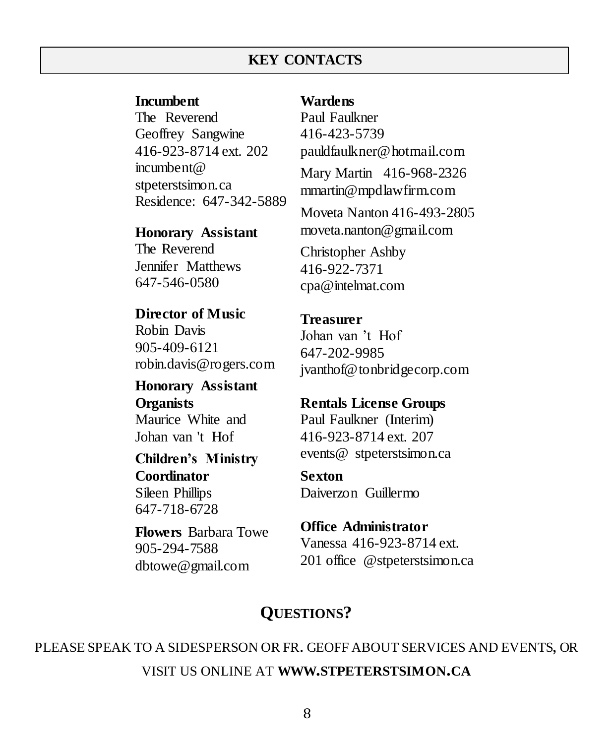## KEY CONTACTS

**Incumbent**
The Reverend
Geoffrey Sangwine
416-923-8714 ext. 202
incumbent@
stpeterstsimon.ca
Residence: 647-342-5889

**Honorary Assistant**
The Reverend
Jennifer Matthews
647-546-0580

**Director of Music**
Robin Davis
905-409-6121
robin.davis@rogers.com

**Honorary Assistant Organists**
Maurice White and
Johan van 't Hof

**Children's Ministry Coordinator**
Sileen Phillips
647-718-6728

**Flowers** Barbara Towe
905-294-7588
dbtowe@gmail.com

**Wardens**
Paul Faulkner
416-423-5739
pauldfaulkner@hotmail.com

Mary Martin 416-968-2326
mmartin@mpdlawfirm.com

Moveta Nanton 416-493-2805
moveta.nanton@gmail.com

Christopher Ashby
416-922-7371
cpa@intelmat.com

**Treasurer**
Johan van 't Hof
647-202-9985
jvanthof@tonbridgecorp.com

**Rentals License Groups**
Paul Faulkner (Interim)
416-923-8714 ext. 207
events@ stpeterstsimon.ca

**Sexton**
Daiverzon Guillermo

**Office Administrator**
Vanessa 416-923-8714 ext.
201 office @stpeterstsimon.ca

## QUESTIONS?

PLEASE SPEAK TO A SIDESPERSON OR FR. GEOFF ABOUT SERVICES AND EVENTS, OR VISIT US ONLINE AT **WWW.STPETERSTSIMON.CA**